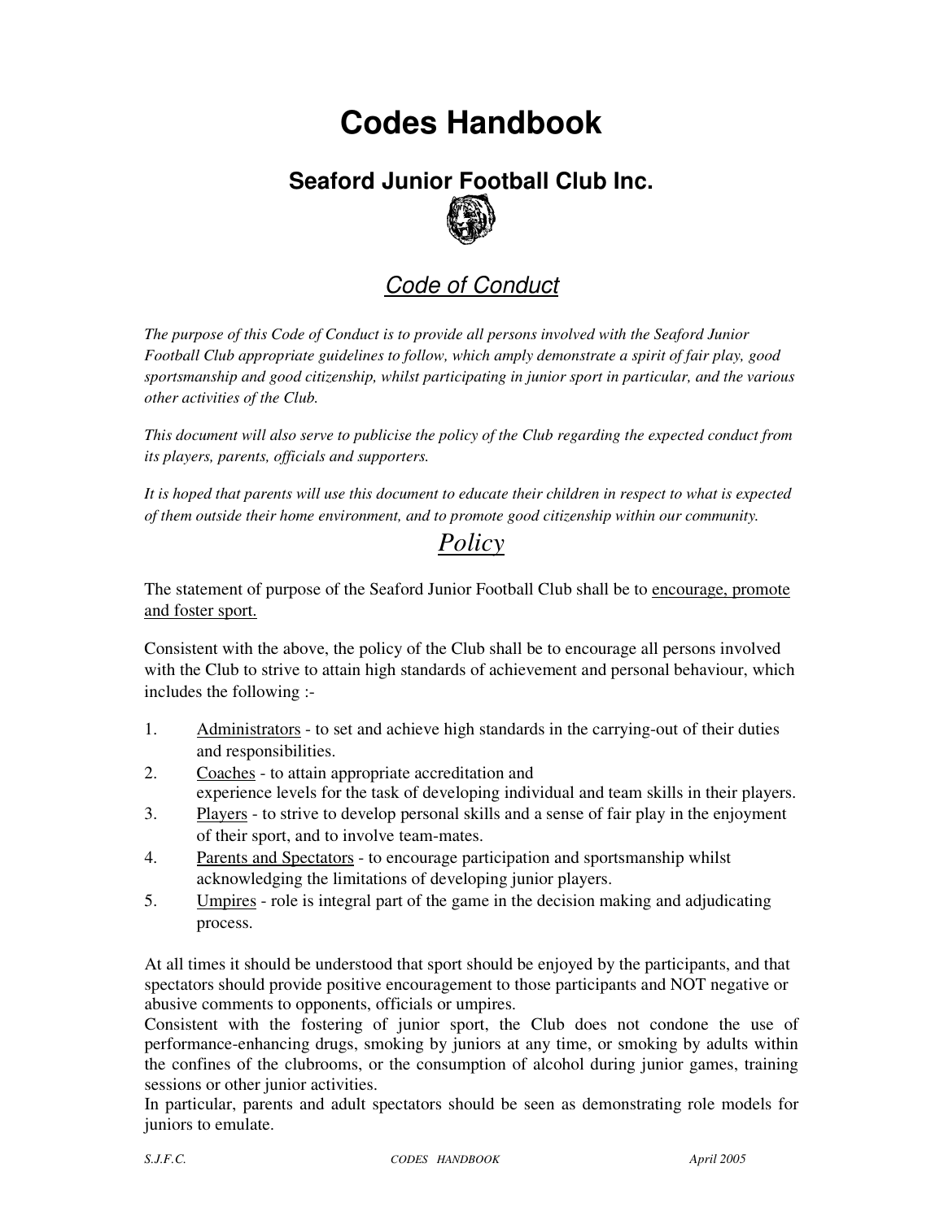# Codes Handbook

## Seaford Junior Football Club Inc.

### *Code of Conduct*

*The purpose of this Code of Conduct is to provide all persons involved with the Seaford Junior Football Club appropriate guidelines to follow, which amply demonstrate a spirit of fair play, good sportsmanship and good citizenship, whilst participating in junior sport in particular, and the various other activities of the Club.*

*This document will also serve to publicise the policy of the Club regarding the expected conduct from its players, parents, officials and supporters.*

*It is hoped that parents will use this document to educate their children in respect to what is expected of them outside their home environment, and to promote good citizenship within our community.*

### *Policy*

The statement of purpose of the Seaford Junior Football Club shall be to encourage, promote and foster sport.

Consistent with the above, the policy of the Club shall be to encourage all persons involved with the Club to strive to attain high standards of achievement and personal behaviour, which includes the following :-

1. Administrators - to set and achieve high standards in the carrying-out of their duties and responsibilities.
2. Coaches - to attain appropriate accreditation and experience levels for the task of developing individual and team skills in their players.
3. Players - to strive to develop personal skills and a sense of fair play in the enjoyment of their sport, and to involve team-mates.
4. Parents and Spectators - to encourage participation and sportsmanship whilst acknowledging the limitations of developing junior players.
5. Umpires - role is integral part of the game in the decision making and adjudicating process.

At all times it should be understood that sport should be enjoyed by the participants, and that spectators should provide positive encouragement to those participants and NOT negative or abusive comments to opponents, officials or umpires.

Consistent with the fostering of junior sport, the Club does not condone the use of performance-enhancing drugs, smoking by juniors at any time, or smoking by adults within the confines of the clubrooms, or the consumption of alcohol during junior games, training sessions or other junior activities.

In particular, parents and adult spectators should be seen as demonstrating role models for juniors to emulate.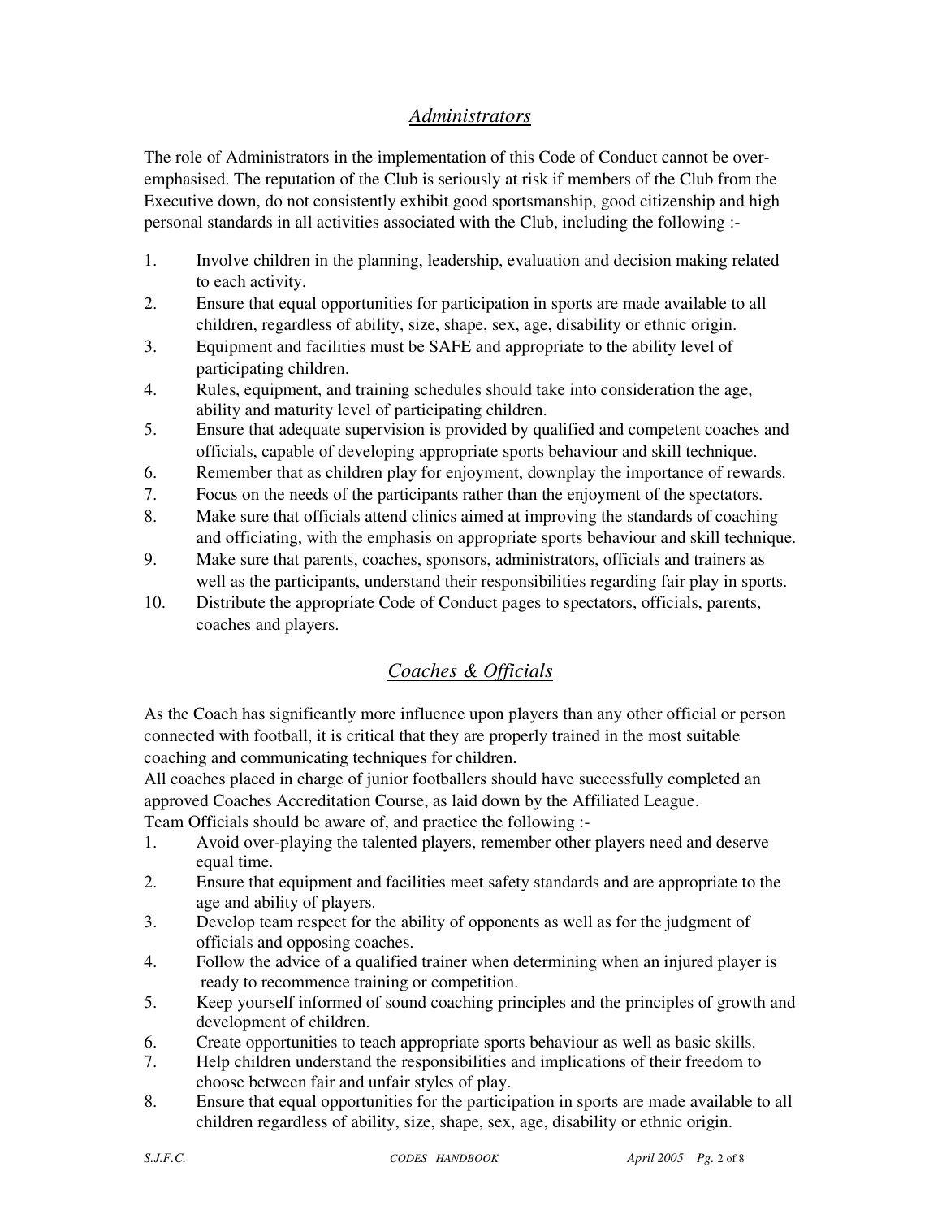## *Administrators*

The role of Administrators in the implementation of this Code of Conduct cannot be over-emphasised. The reputation of the Club is seriously at risk if members of the Club from the Executive down, do not consistently exhibit good sportsmanship, good citizenship and high personal standards in all activities associated with the Club, including the following :-

1. Involve children in the planning, leadership, evaluation and decision making related to each activity.
2. Ensure that equal opportunities for participation in sports are made available to all children, regardless of ability, size, shape, sex, age, disability or ethnic origin.
3. Equipment and facilities must be SAFE and appropriate to the ability level of participating children.
4. Rules, equipment, and training schedules should take into consideration the age, ability and maturity level of participating children.
5. Ensure that adequate supervision is provided by qualified and competent coaches and officials, capable of developing appropriate sports behaviour and skill technique.
6. Remember that as children play for enjoyment, downplay the importance of rewards.
7. Focus on the needs of the participants rather than the enjoyment of the spectators.
8. Make sure that officials attend clinics aimed at improving the standards of coaching and officiating, with the emphasis on appropriate sports behaviour and skill technique.
9. Make sure that parents, coaches, sponsors, administrators, officials and trainers as well as the participants, understand their responsibilities regarding fair play in sports.
10. Distribute the appropriate Code of Conduct pages to spectators, officials, parents, coaches and players.

## *Coaches & Officials*

As the Coach has significantly more influence upon players than any other official or person connected with football, it is critical that they are properly trained in the most suitable coaching and communicating techniques for children.
All coaches placed in charge of junior footballers should have successfully completed an approved Coaches Accreditation Course, as laid down by the Affiliated League.
Team Officials should be aware of, and practice the following :-

1. Avoid over-playing the talented players, remember other players need and deserve equal time.
2. Ensure that equipment and facilities meet safety standards and are appropriate to the age and ability of players.
3. Develop team respect for the ability of opponents as well as for the judgment of officials and opposing coaches.
4. Follow the advice of a qualified trainer when determining when an injured player is ready to recommence training or competition.
5. Keep yourself informed of sound coaching principles and the principles of growth and development of children.
6. Create opportunities to teach appropriate sports behaviour as well as basic skills.
7. Help children understand the responsibilities and implications of their freedom to choose between fair and unfair styles of play.
8. Ensure that equal opportunities for the participation in sports are made available to all children regardless of ability, size, shape, sex, age, disability or ethnic origin.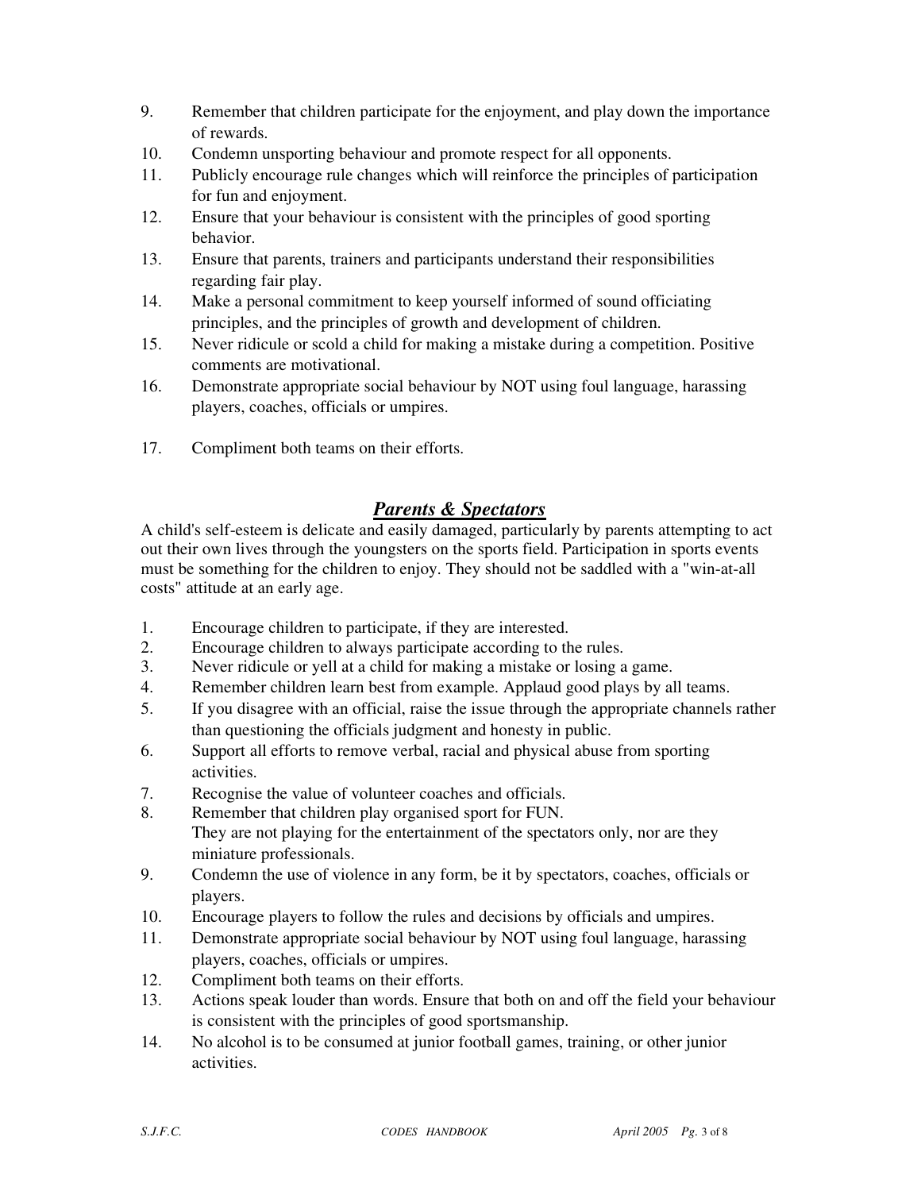9. Remember that children participate for the enjoyment, and play down the importance of rewards.
10. Condemn unsporting behaviour and promote respect for all opponents.
11. Publicly encourage rule changes which will reinforce the principles of participation for fun and enjoyment.
12. Ensure that your behaviour is consistent with the principles of good sporting behavior.
13. Ensure that parents, trainers and participants understand their responsibilities regarding fair play.
14. Make a personal commitment to keep yourself informed of sound officiating principles, and the principles of growth and development of children.
15. Never ridicule or scold a child for making a mistake during a competition. Positive comments are motivational.
16. Demonstrate appropriate social behaviour by NOT using foul language, harassing players, coaches, officials or umpires.
17. Compliment both teams on their efforts.

## ***Parents & Spectators***

A child's self-esteem is delicate and easily damaged, particularly by parents attempting to act out their own lives through the youngsters on the sports field. Participation in sports events must be something for the children to enjoy. They should not be saddled with a "win-at-all costs" attitude at an early age.

1. Encourage children to participate, if they are interested.
2. Encourage children to always participate according to the rules.
3. Never ridicule or yell at a child for making a mistake or losing a game.
4. Remember children learn best from example. Applaud good plays by all teams.
5. If you disagree with an official, raise the issue through the appropriate channels rather than questioning the officials judgment and honesty in public.
6. Support all efforts to remove verbal, racial and physical abuse from sporting activities.
7. Recognise the value of volunteer coaches and officials.
8. Remember that children play organised sport for FUN.  
   They are not playing for the entertainment of the spectators only, nor are they miniature professionals.
9. Condemn the use of violence in any form, be it by spectators, coaches, officials or players.
10. Encourage players to follow the rules and decisions by officials and umpires.
11. Demonstrate appropriate social behaviour by NOT using foul language, harassing players, coaches, officials or umpires.
12. Compliment both teams on their efforts.
13. Actions speak louder than words. Ensure that both on and off the field your behaviour is consistent with the principles of good sportsmanship.
14. No alcohol is to be consumed at junior football games, training, or other junior activities.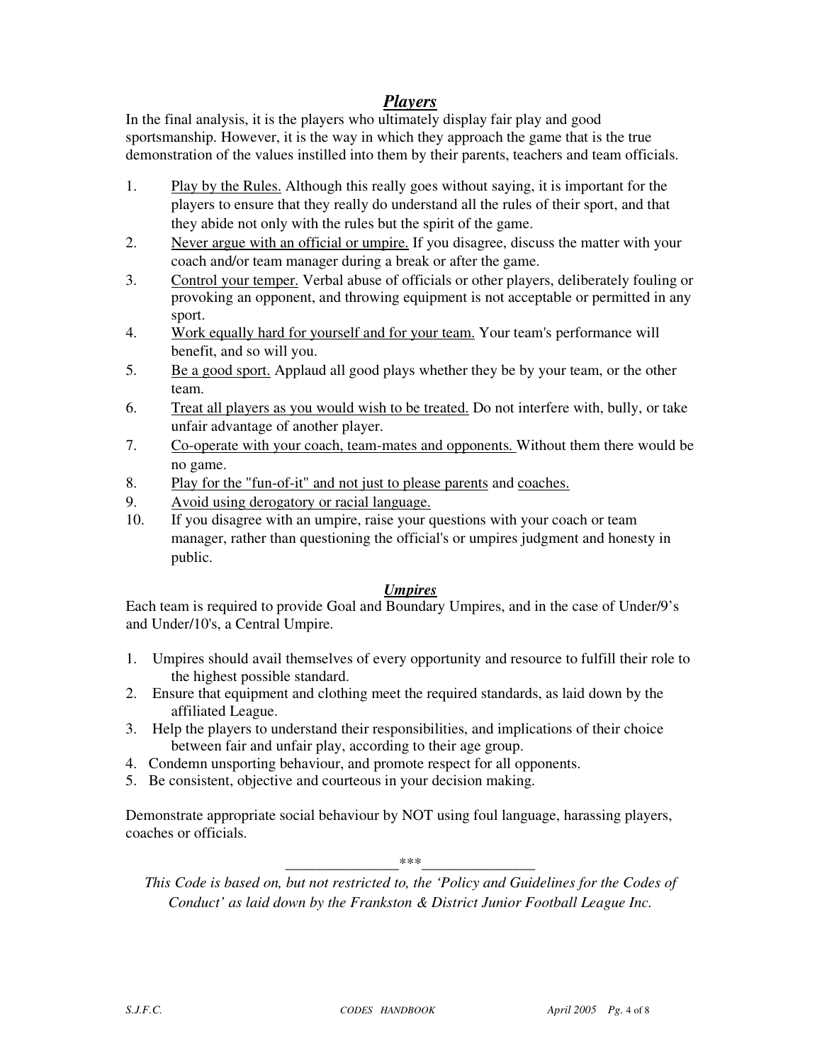## ***Players***

In the final analysis, it is the players who ultimately display fair play and good sportsmanship. However, it is the way in which they approach the game that is the true demonstration of the values instilled into them by their parents, teachers and team officials.

1. Play by the Rules. Although this really goes without saying, it is important for the players to ensure that they really do understand all the rules of their sport, and that they abide not only with the rules but the spirit of the game.
2. Never argue with an official or umpire. If you disagree, discuss the matter with your coach and/or team manager during a break or after the game.
3. Control your temper. Verbal abuse of officials or other players, deliberately fouling or provoking an opponent, and throwing equipment is not acceptable or permitted in any sport.
4. Work equally hard for yourself and for your team. Your team's performance will benefit, and so will you.
5. Be a good sport. Applaud all good plays whether they be by your team, or the other team.
6. Treat all players as you would wish to be treated. Do not interfere with, bully, or take unfair advantage of another player.
7. Co-operate with your coach, team-mates and opponents. Without them there would be no game.
8. Play for the "fun-of-it" and not just to please parents and coaches.
9. Avoid using derogatory or racial language.
10. If you disagree with an umpire, raise your questions with your coach or team manager, rather than questioning the official's or umpires judgment and honesty in public.

## ***Umpires***

Each team is required to provide Goal and Boundary Umpires, and in the case of Under/9's and Under/10's, a Central Umpire.

1. Umpires should avail themselves of every opportunity and resource to fulfill their role to the highest possible standard.
2. Ensure that equipment and clothing meet the required standards, as laid down by the affiliated League.
3. Help the players to understand their responsibilities, and implications of their choice between fair and unfair play, according to their age group.
4. Condemn unsporting behaviour, and promote respect for all opponents.
5. Be consistent, objective and courteous in your decision making.

Demonstrate appropriate social behaviour by NOT using foul language, harassing players, coaches or officials.

______________***______________

*This Code is based on, but not restricted to, the 'Policy and Guidelines for the Codes of Conduct' as laid down by the Frankston & District Junior Football League Inc.*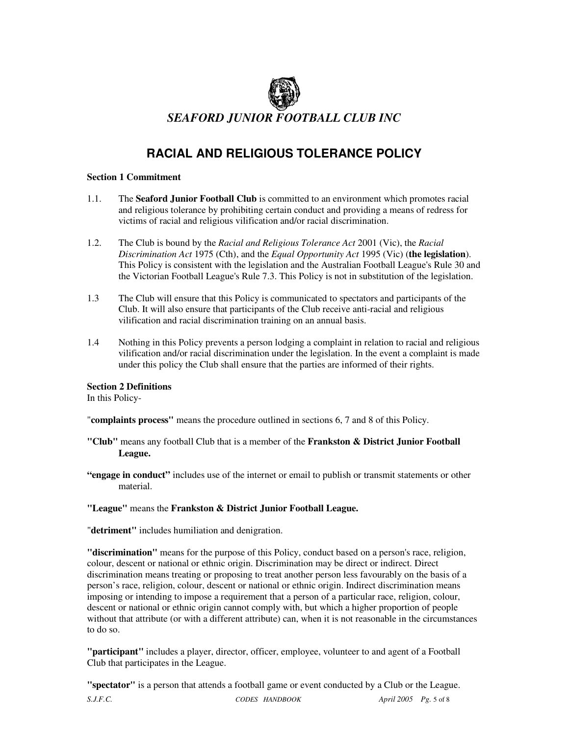*SEAFORD JUNIOR FOOTBALL CLUB INC*

# RACIAL AND RELIGIOUS TOLERANCE POLICY

**Section 1 Commitment**

1.1. The **Seaford Junior Football Club** is committed to an environment which promotes racial and religious tolerance by prohibiting certain conduct and providing a means of redress for victims of racial and religious vilification and/or racial discrimination.

1.2. The Club is bound by the *Racial and Religious Tolerance Act* 2001 (Vic), the *Racial Discrimination Act* 1975 (Cth), and the *Equal Opportunity Act* 1995 (Vic) (**the legislation**). This Policy is consistent with the legislation and the Australian Football League's Rule 30 and the Victorian Football League's Rule 7.3. This Policy is not in substitution of the legislation.

1.3 The Club will ensure that this Policy is communicated to spectators and participants of the Club. It will also ensure that participants of the Club receive anti-racial and religious vilification and racial discrimination training on an annual basis.

1.4 Nothing in this Policy prevents a person lodging a complaint in relation to racial and religious vilification and/or racial discrimination under the legislation. In the event a complaint is made under this policy the Club shall ensure that the parties are informed of their rights.

**Section 2 Definitions**

In this Policy-

"**complaints process"** means the procedure outlined in sections 6, 7 and 8 of this Policy.

**"Club"** means any football Club that is a member of the **Frankston & District Junior Football League.**

**"engage in conduct"** includes use of the internet or email to publish or transmit statements or other material.

**"League"** means the **Frankston & District Junior Football League.**

"**detriment"** includes humiliation and denigration.

**"discrimination"** means for the purpose of this Policy, conduct based on a person's race, religion, colour, descent or national or ethnic origin. Discrimination may be direct or indirect. Direct discrimination means treating or proposing to treat another person less favourably on the basis of a person's race, religion, colour, descent or national or ethnic origin. Indirect discrimination means imposing or intending to impose a requirement that a person of a particular race, religion, colour, descent or national or ethnic origin cannot comply with, but which a higher proportion of people without that attribute (or with a different attribute) can, when it is not reasonable in the circumstances to do so.

**"participant"** includes a player, director, officer, employee, volunteer to and agent of a Football Club that participates in the League.

**"spectator"** is a person that attends a football game or event conducted by a Club or the League.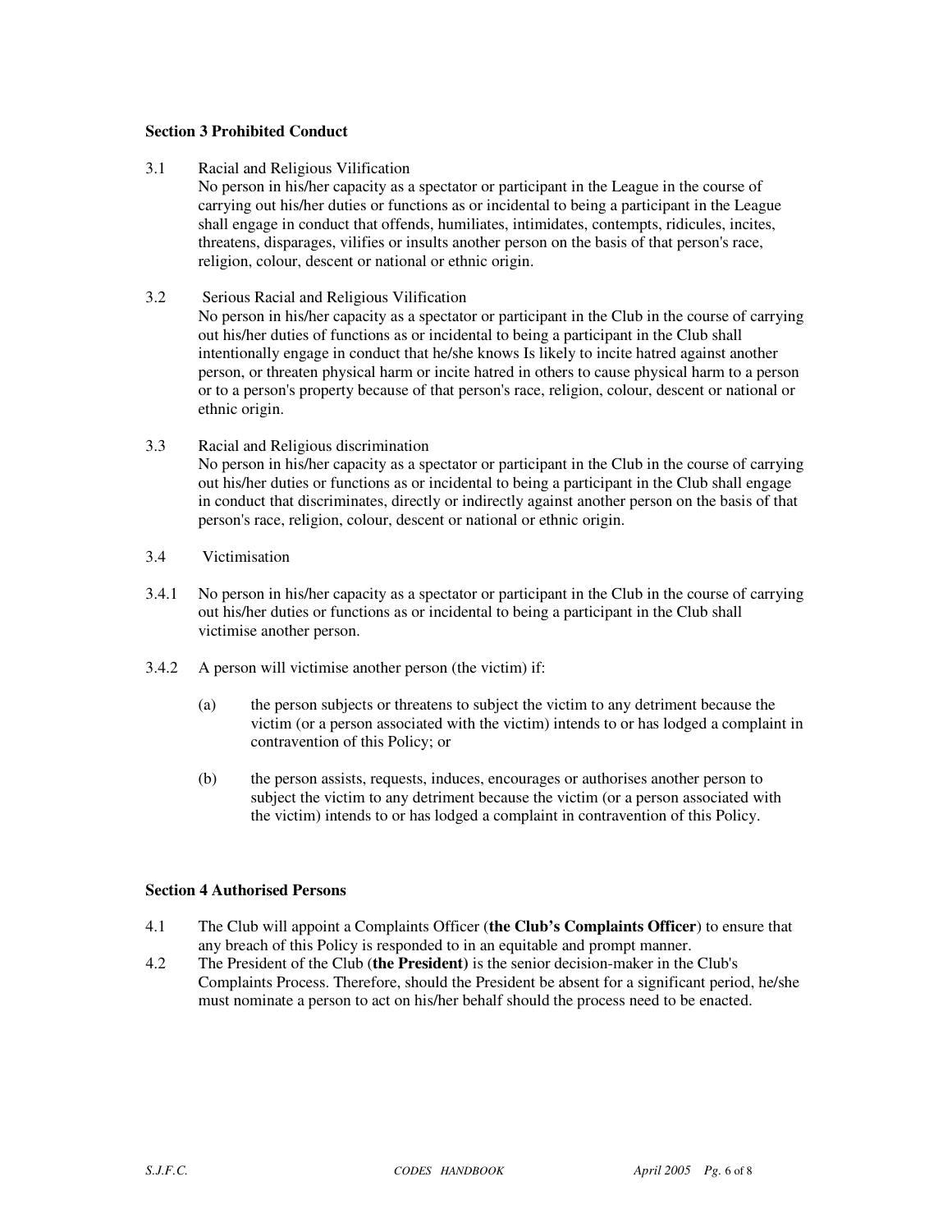**Section 3 Prohibited Conduct**

3.1 Racial and Religious Vilification
No person in his/her capacity as a spectator or participant in the League in the course of carrying out his/her duties or functions as or incidental to being a participant in the League shall engage in conduct that offends, humiliates, intimidates, contempts, ridicules, incites, threatens, disparages, vilifies or insults another person on the basis of that person's race, religion, colour, descent or national or ethnic origin.

3.2 Serious Racial and Religious Vilification
No person in his/her capacity as a spectator or participant in the Club in the course of carrying out his/her duties of functions as or incidental to being a participant in the Club shall intentionally engage in conduct that he/she knows Is likely to incite hatred against another person, or threaten physical harm or incite hatred in others to cause physical harm to a person or to a person's property because of that person's race, religion, colour, descent or national or ethnic origin.

3.3 Racial and Religious discrimination
No person in his/her capacity as a spectator or participant in the Club in the course of carrying out his/her duties or functions as or incidental to being a participant in the Club shall engage in conduct that discriminates, directly or indirectly against another person on the basis of that person's race, religion, colour, descent or national or ethnic origin.

3.4 Victimisation

3.4.1 No person in his/her capacity as a spectator or participant in the Club in the course of carrying out his/her duties or functions as or incidental to being a participant in the Club shall victimise another person.

3.4.2 A person will victimise another person (the victim) if:

(a) the person subjects or threatens to subject the victim to any detriment because the victim (or a person associated with the victim) intends to or has lodged a complaint in contravention of this Policy; or

(b) the person assists, requests, induces, encourages or authorises another person to subject the victim to any detriment because the victim (or a person associated with the victim) intends to or has lodged a complaint in contravention of this Policy.

**Section 4 Authorised Persons**

4.1 The Club will appoint a Complaints Officer (**the Club's Complaints Officer**) to ensure that any breach of this Policy is responded to in an equitable and prompt manner.

4.2 The President of the Club (**the President)** is the senior decision-maker in the Club's Complaints Process. Therefore, should the President be absent for a significant period, he/she must nominate a person to act on his/her behalf should the process need to be enacted.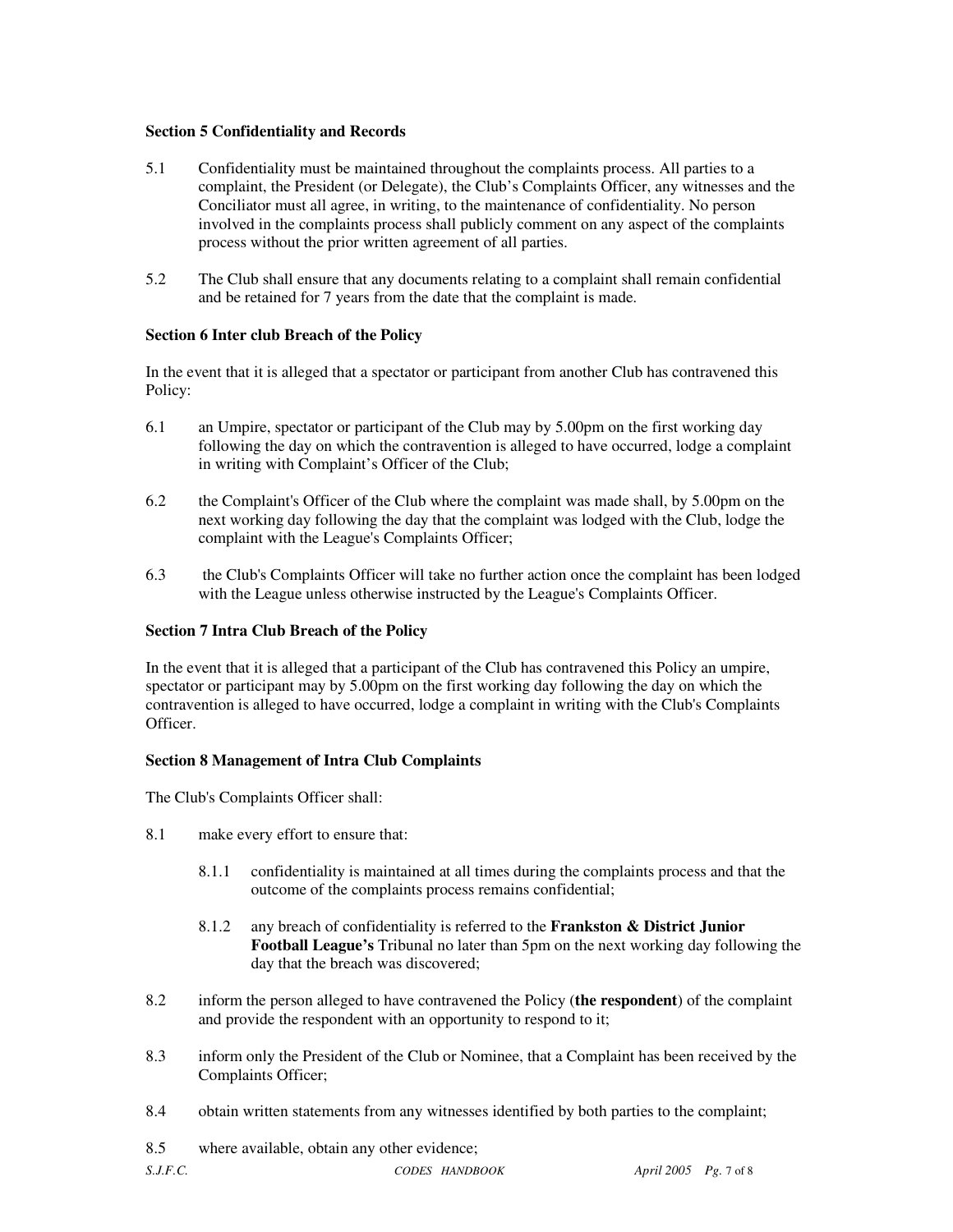**Section 5 Confidentiality and Records**

5.1 Confidentiality must be maintained throughout the complaints process. All parties to a complaint, the President (or Delegate), the Club's Complaints Officer, any witnesses and the Conciliator must all agree, in writing, to the maintenance of confidentiality. No person involved in the complaints process shall publicly comment on any aspect of the complaints process without the prior written agreement of all parties.

5.2 The Club shall ensure that any documents relating to a complaint shall remain confidential and be retained for 7 years from the date that the complaint is made.

**Section 6 Inter club Breach of the Policy**

In the event that it is alleged that a spectator or participant from another Club has contravened this Policy:

6.1 an Umpire, spectator or participant of the Club may by 5.00pm on the first working day following the day on which the contravention is alleged to have occurred, lodge a complaint in writing with Complaint's Officer of the Club;

6.2 the Complaint's Officer of the Club where the complaint was made shall, by 5.00pm on the next working day following the day that the complaint was lodged with the Club, lodge the complaint with the League's Complaints Officer;

6.3 the Club's Complaints Officer will take no further action once the complaint has been lodged with the League unless otherwise instructed by the League's Complaints Officer.

**Section 7 Intra Club Breach of the Policy**

In the event that it is alleged that a participant of the Club has contravened this Policy an umpire, spectator or participant may by 5.00pm on the first working day following the day on which the contravention is alleged to have occurred, lodge a complaint in writing with the Club's Complaints Officer.

**Section 8 Management of Intra Club Complaints**

The Club's Complaints Officer shall:

8.1 make every effort to ensure that:

8.1.1 confidentiality is maintained at all times during the complaints process and that the outcome of the complaints process remains confidential;

8.1.2 any breach of confidentiality is referred to the **Frankston & District Junior Football League's** Tribunal no later than 5pm on the next working day following the day that the breach was discovered;

8.2 inform the person alleged to have contravened the Policy (**the respondent**) of the complaint and provide the respondent with an opportunity to respond to it;

8.3 inform only the President of the Club or Nominee, that a Complaint has been received by the Complaints Officer;

8.4 obtain written statements from any witnesses identified by both parties to the complaint;

8.5 where available, obtain any other evidence;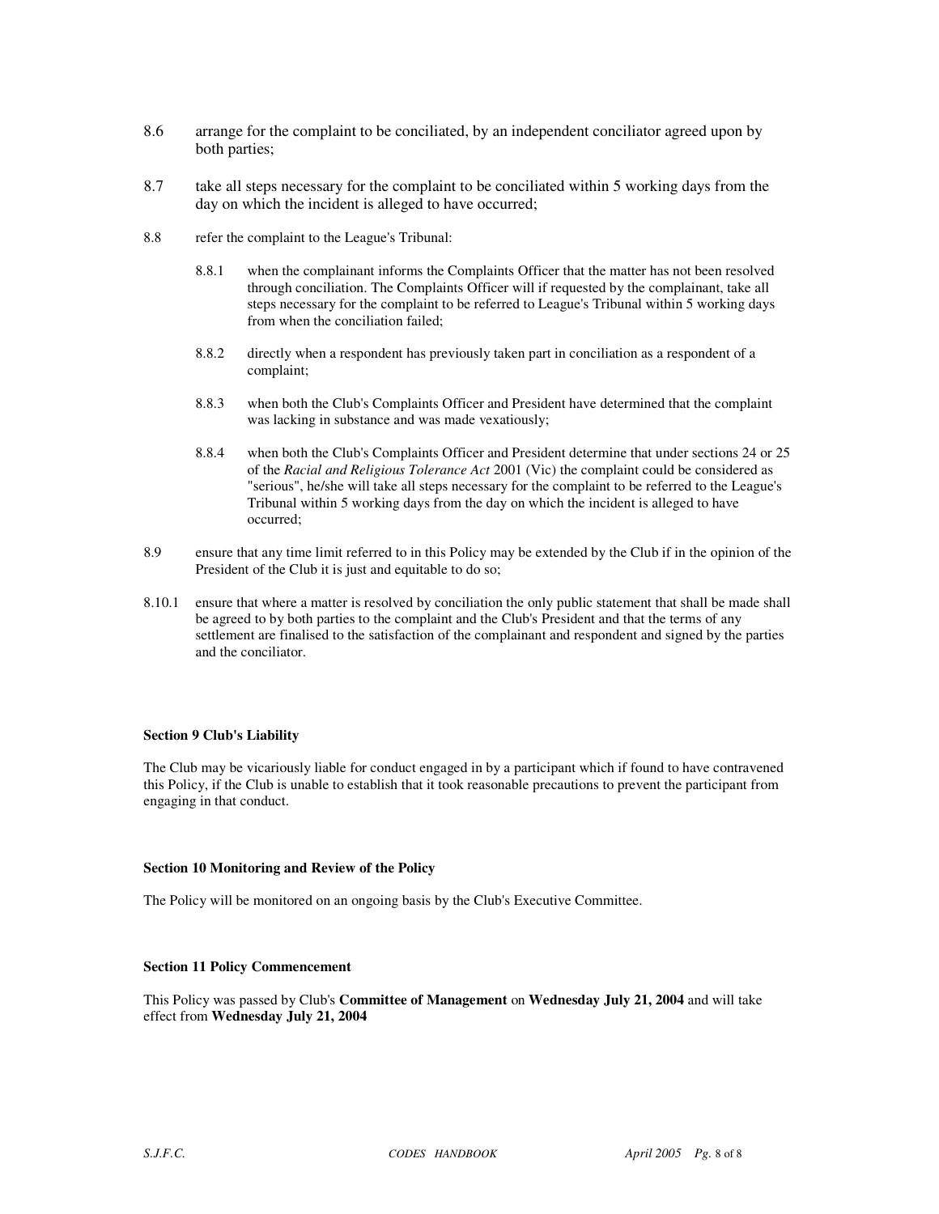8.6 arrange for the complaint to be conciliated, by an independent conciliator agreed upon by both parties;

8.7 take all steps necessary for the complaint to be conciliated within 5 working days from the day on which the incident is alleged to have occurred;

8.8 refer the complaint to the League's Tribunal:

> 8.8.1 when the complainant informs the Complaints Officer that the matter has not been resolved through conciliation. The Complaints Officer will if requested by the complainant, take all steps necessary for the complaint to be referred to League's Tribunal within 5 working days from when the conciliation failed;
>
> 8.8.2 directly when a respondent has previously taken part in conciliation as a respondent of a complaint;
>
> 8.8.3 when both the Club's Complaints Officer and President have determined that the complaint was lacking in substance and was made vexatiously;
>
> 8.8.4 when both the Club's Complaints Officer and President determine that under sections 24 or 25 of the *Racial and Religious Tolerance Act* 2001 (Vic) the complaint could be considered as "serious", he/she will take all steps necessary for the complaint to be referred to the League's Tribunal within 5 working days from the day on which the incident is alleged to have occurred;

8.9 ensure that any time limit referred to in this Policy may be extended by the Club if in the opinion of the President of the Club it is just and equitable to do so;

8.10.1 ensure that where a matter is resolved by conciliation the only public statement that shall be made shall be agreed to by both parties to the complaint and the Club's President and that the terms of any settlement are finalised to the satisfaction of the complainant and respondent and signed by the parties and the conciliator.

**Section 9 Club's Liability**

The Club may be vicariously liable for conduct engaged in by a participant which if found to have contravened this Policy, if the Club is unable to establish that it took reasonable precautions to prevent the participant from engaging in that conduct.

**Section 10 Monitoring and Review of the Policy**

The Policy will be monitored on an ongoing basis by the Club's Executive Committee.

**Section 11 Policy Commencement**

This Policy was passed by Club's **Committee of Management** on **Wednesday July 21, 2004** and will take effect from **Wednesday July 21, 2004**